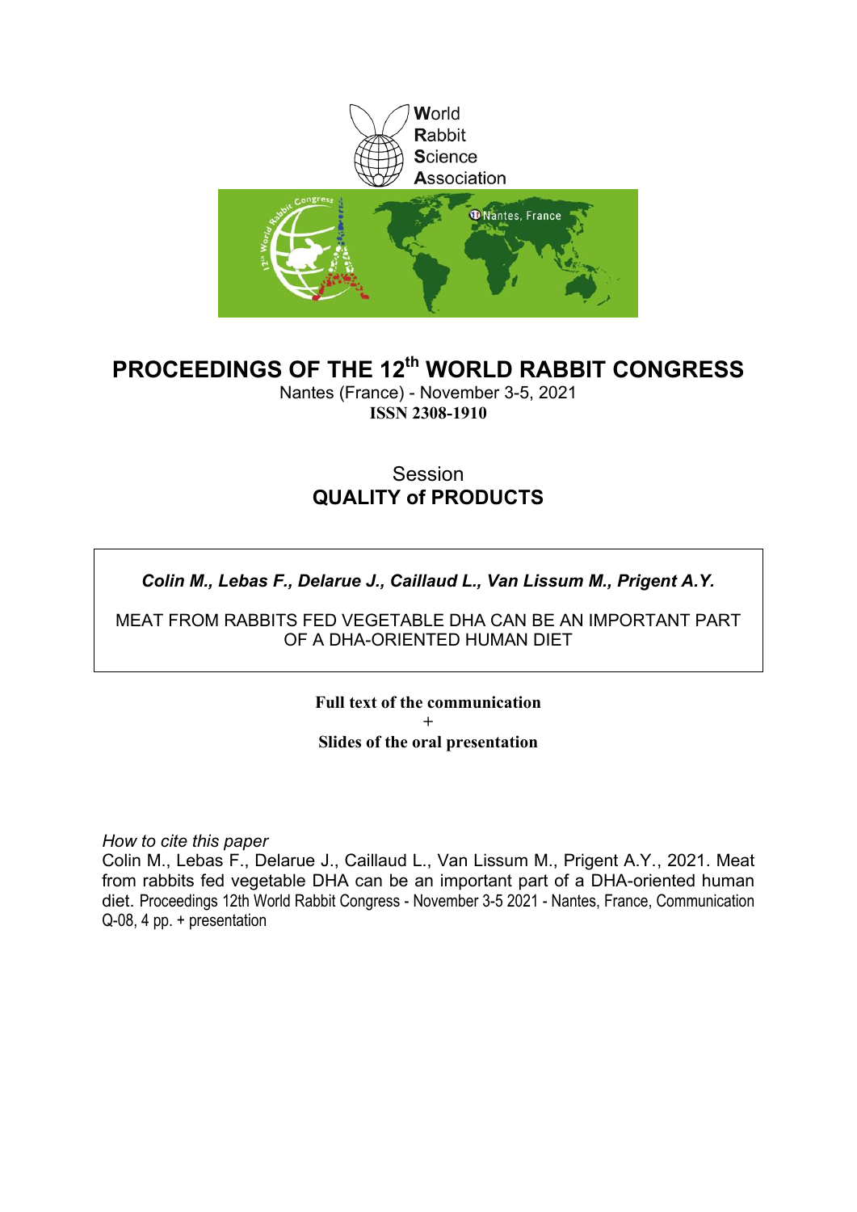World
Rabbit
Science
Association

# PROCEEDINGS OF THE 12th WORLD RABBIT CONGRESS

Nantes (France) - November 3-5, 2021

**ISSN 2308-1910**

Session

**QUALITY of PRODUCTS**

***Colin M., Lebas F., Delarue J., Caillaud L., Van Lissum M., Prigent A.Y.***

MEAT FROM RABBITS FED VEGETABLE DHA CAN BE AN IMPORTANT PART OF A DHA-ORIENTED HUMAN DIET

**Full text of the communication**

**+**

**Slides of the oral presentation**

*How to cite this paper*

Colin M., Lebas F., Delarue J., Caillaud L., Van Lissum M., Prigent A.Y., 2021. Meat from rabbits fed vegetable DHA can be an important part of a DHA-oriented human diet. Proceedings 12th World Rabbit Congress - November 3-5 2021 - Nantes, France, Communication Q-08, 4 pp. + presentation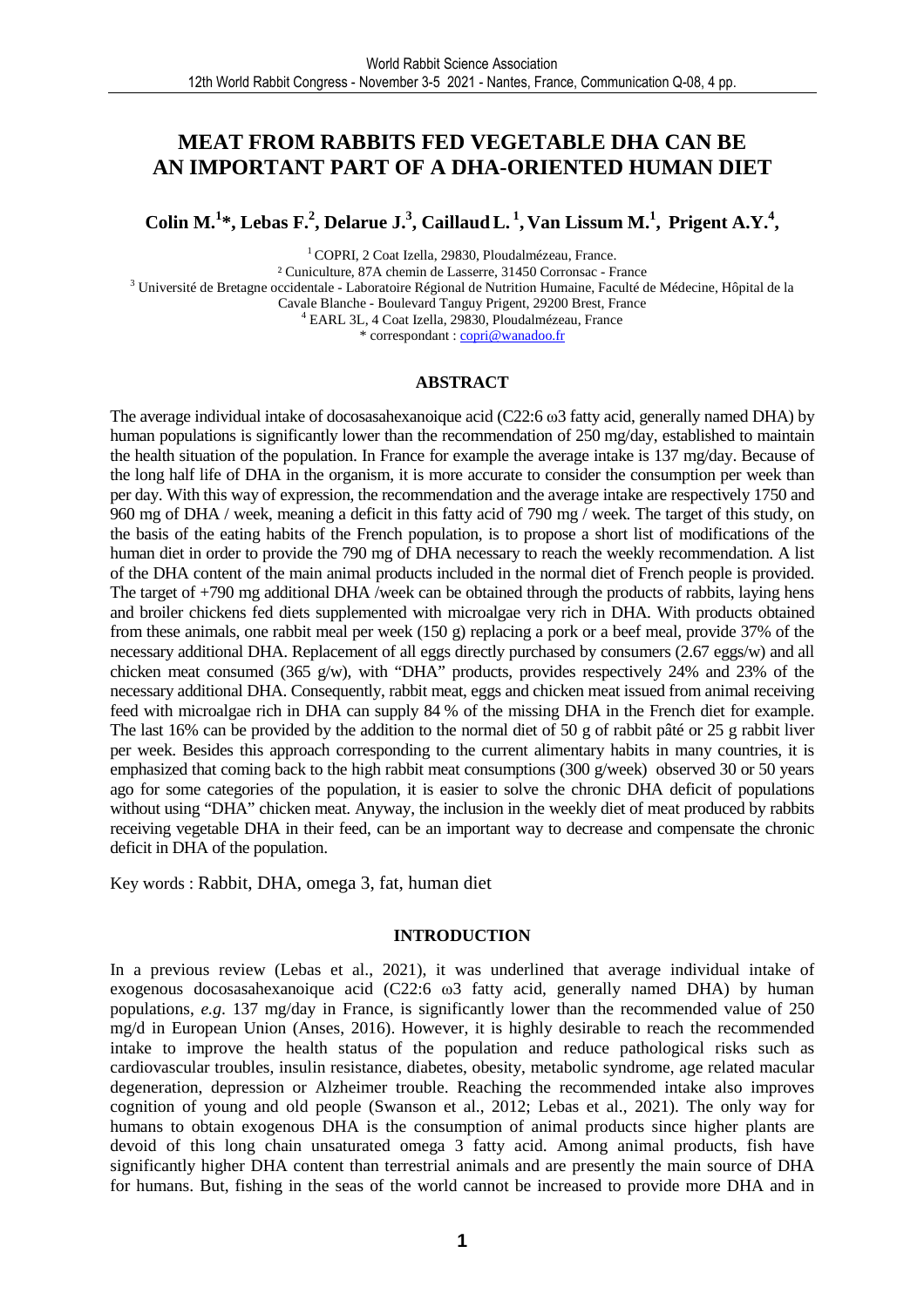# MEAT FROM RABBITS FED VEGETABLE DHA CAN BE AN IMPORTANT PART OF A DHA-ORIENTED HUMAN DIET

**Colin M.[1]\*, Lebas F.[2], Delarue J.[3], Caillaud L.[1], Van Lissum M.[1], Prigent A.Y.[4],**

[1] COPRI, 2 Coat Izella, 29830, Ploudalmézeau, France.
[2] Cuniculture, 87A chemin de Lasserre, 31450 Corronsac - France
[3] Université de Bretagne occidentale - Laboratoire Régional de Nutrition Humaine, Faculté de Médecine, Hôpital de la Cavale Blanche - Boulevard Tanguy Prigent, 29200 Brest, France
[4] EARL 3L, 4 Coat Izella, 29830, Ploudalmézeau, France
\* correspondant : copri@wanadoo.fr

## ABSTRACT

The average individual intake of docosasahexanoique acid (C22:6 ω3 fatty acid, generally named DHA) by human populations is significantly lower than the recommendation of 250 mg/day, established to maintain the health situation of the population. In France for example the average intake is 137 mg/day. Because of the long half life of DHA in the organism, it is more accurate to consider the consumption per week than per day. With this way of expression, the recommendation and the average intake are respectively 1750 and 960 mg of DHA / week, meaning a deficit in this fatty acid of 790 mg / week. The target of this study, on the basis of the eating habits of the French population, is to propose a short list of modifications of the human diet in order to provide the 790 mg of DHA necessary to reach the weekly recommendation. A list of the DHA content of the main animal products included in the normal diet of French people is provided. The target of +790 mg additional DHA /week can be obtained through the products of rabbits, laying hens and broiler chickens fed diets supplemented with microalgae very rich in DHA. With products obtained from these animals, one rabbit meal per week (150 g) replacing a pork or a beef meal, provide 37% of the necessary additional DHA. Replacement of all eggs directly purchased by consumers (2.67 eggs/w) and all chicken meat consumed (365 g/w), with "DHA" products, provides respectively 24% and 23% of the necessary additional DHA. Consequently, rabbit meat, eggs and chicken meat issued from animal receiving feed with microalgae rich in DHA can supply 84 % of the missing DHA in the French diet for example. The last 16% can be provided by the addition to the normal diet of 50 g of rabbit pâté or 25 g rabbit liver per week. Besides this approach corresponding to the current alimentary habits in many countries, it is emphasized that coming back to the high rabbit meat consumptions (300 g/week) observed 30 or 50 years ago for some categories of the population, it is easier to solve the chronic DHA deficit of populations without using "DHA" chicken meat. Anyway, the inclusion in the weekly diet of meat produced by rabbits receiving vegetable DHA in their feed, can be an important way to decrease and compensate the chronic deficit in DHA of the population.

Key words : Rabbit, DHA, omega 3, fat, human diet

## INTRODUCTION

In a previous review (Lebas et al., 2021), it was underlined that average individual intake of exogenous docosasahexanoique acid (C22:6 ω3 fatty acid, generally named DHA) by human populations, *e.g*. 137 mg/day in France, is significantly lower than the recommended value of 250 mg/d in European Union (Anses, 2016). However, it is highly desirable to reach the recommended intake to improve the health status of the population and reduce pathological risks such as cardiovascular troubles, insulin resistance, diabetes, obesity, metabolic syndrome, age related macular degeneration, depression or Alzheimer trouble. Reaching the recommended intake also improves cognition of young and old people (Swanson et al., 2012; Lebas et al., 2021). The only way for humans to obtain exogenous DHA is the consumption of animal products since higher plants are devoid of this long chain unsaturated omega 3 fatty acid. Among animal products, fish have significantly higher DHA content than terrestrial animals and are presently the main source of DHA for humans. But, fishing in the seas of the world cannot be increased to provide more DHA and in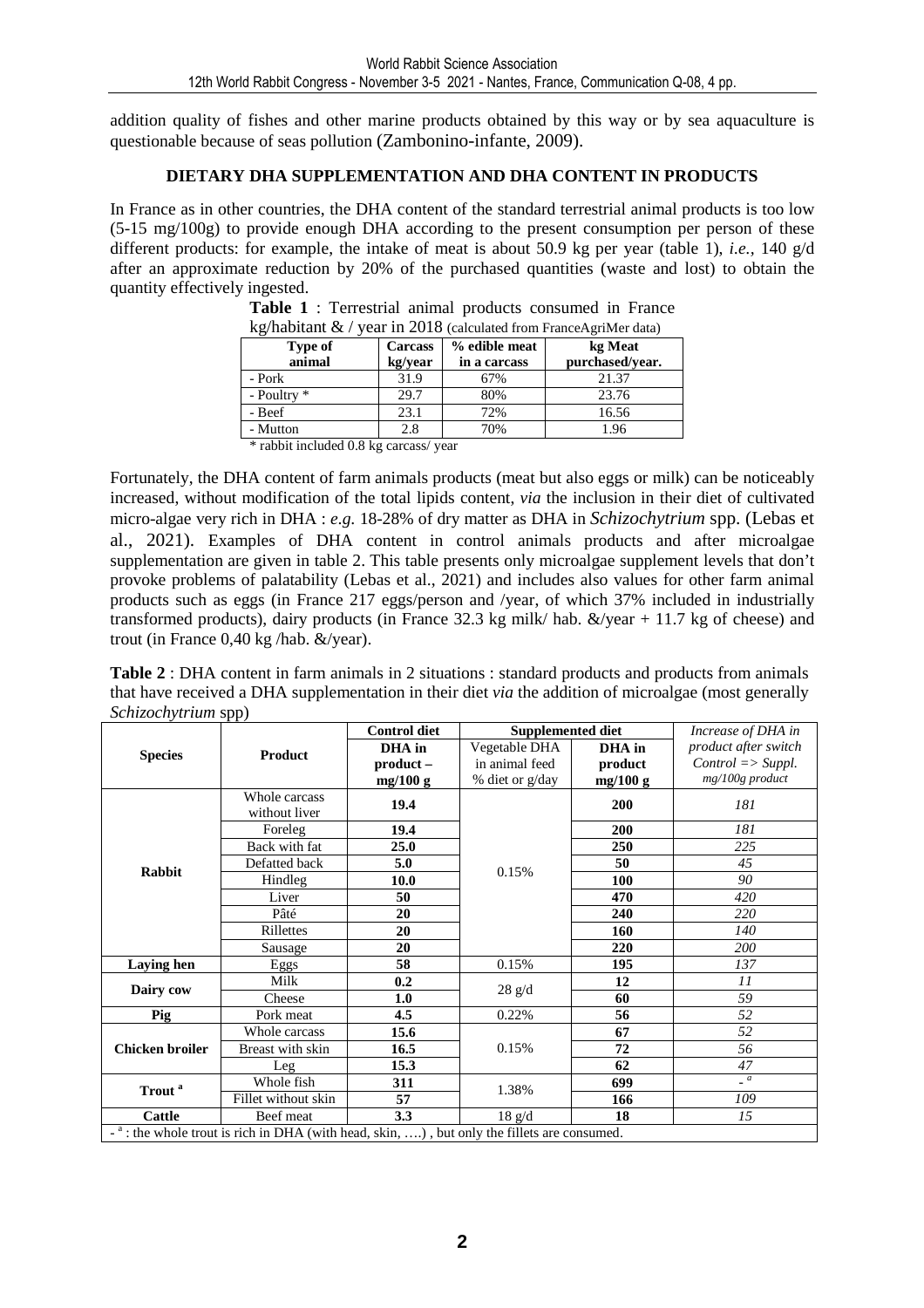addition quality of fishes and other marine products obtained by this way or by sea aquaculture is questionable because of seas pollution (Zambonino-infante, 2009).

## DIETARY DHA SUPPLEMENTATION AND DHA CONTENT IN PRODUCTS

In France as in other countries, the DHA content of the standard terrestrial animal products is too low (5-15 mg/100g) to provide enough DHA according to the present consumption per person of these different products: for example, the intake of meat is about 50.9 kg per year (table 1), *i.e.*, 140 g/d after an approximate reduction by 20% of the purchased quantities (waste and lost) to obtain the quantity effectively ingested.

**Table 1** : Terrestrial animal products consumed in France kg/habitant & / year in 2018 (calculated from FranceAgriMer data)

| Type of animal | Carcass kg/year | % edible meat in a carcass | kg Meat purchased/year. |
|---|---|---|---|
| - Pork | 31.9 | 67% | 21.37 |
| - Poultry * | 29.7 | 80% | 23.76 |
| - Beef | 23.1 | 72% | 16.56 |
| - Mutton | 2.8 | 70% | 1.96 |

\* rabbit included 0.8 kg carcass/ year

Fortunately, the DHA content of farm animals products (meat but also eggs or milk) can be noticeably increased, without modification of the total lipids content, *via* the inclusion in their diet of cultivated micro-algae very rich in DHA : *e.g.* 18-28% of dry matter as DHA in *Schizochytrium* spp. (Lebas et al., 2021). Examples of DHA content in control animals products and after microalgae supplementation are given in table 2. This table presents only microalgae supplement levels that don't provoke problems of palatability (Lebas et al., 2021) and includes also values for other farm animal products such as eggs (in France 217 eggs/person and /year, of which 37% included in industrially transformed products), dairy products (in France 32.3 kg milk/ hab. &/year + 11.7 kg of cheese) and trout (in France 0,40 kg /hab. &/year).

**Table 2** : DHA content in farm animals in 2 situations : standard products and products from animals that have received a DHA supplementation in their diet *via* the addition of microalgae (most generally *Schizochytrium* spp)

| Species | Product | Control diet | Supplemented diet | | *Increase of DHA in product after switch Control => Suppl.* |
|---|---|---|---|---|---|
| | | **DHA in product – mg/100 g** | Vegetable DHA in animal feed % diet or g/day | **DHA in product mg/100 g** | *mg/100g product* |
| **Rabbit** | Whole carcass without liver | **19.4** | 0.15% | **200** | *181* |
| | Foreleg | **19.4** | | **200** | *181* |
| | Back with fat | **25.0** | | **250** | *225* |
| | Defatted back | **5.0** | | **50** | *45* |
| | Hindleg | **10.0** | | **100** | *90* |
| | Liver | **50** | | **470** | *420* |
| | Pâté | **20** | | **240** | *220* |
| | Rillettes | **20** | | **160** | *140* |
| | Sausage | **20** | | **220** | *200* |
| **Laying hen** | Eggs | **58** | 0.15% | **195** | *137* |
| **Dairy cow** | Milk | **0.2** | 28 g/d | **12** | *11* |
| | Cheese | **1.0** | | **60** | *59* |
| **Pig** | Pork meat | **4.5** | 0.22% | **56** | *52* |
| **Chicken broiler** | Whole carcass | **15.6** | 0.15% | **67** | *52* |
| | Breast with skin | **16.5** | | **72** | *56* |
| | Leg | **15.3** | | **62** | *47* |
| **Trout [a]** | Whole fish | **311** | 1.38% | **699** | *- [a]* |
| | Fillet without skin | **57** | | **166** | *109* |
| **Cattle** | Beef meat | **3.3** | 18 g/d | **18** | *15* |

- [a] : the whole trout is rich in DHA (with head, skin, ….) , but only the fillets are consumed.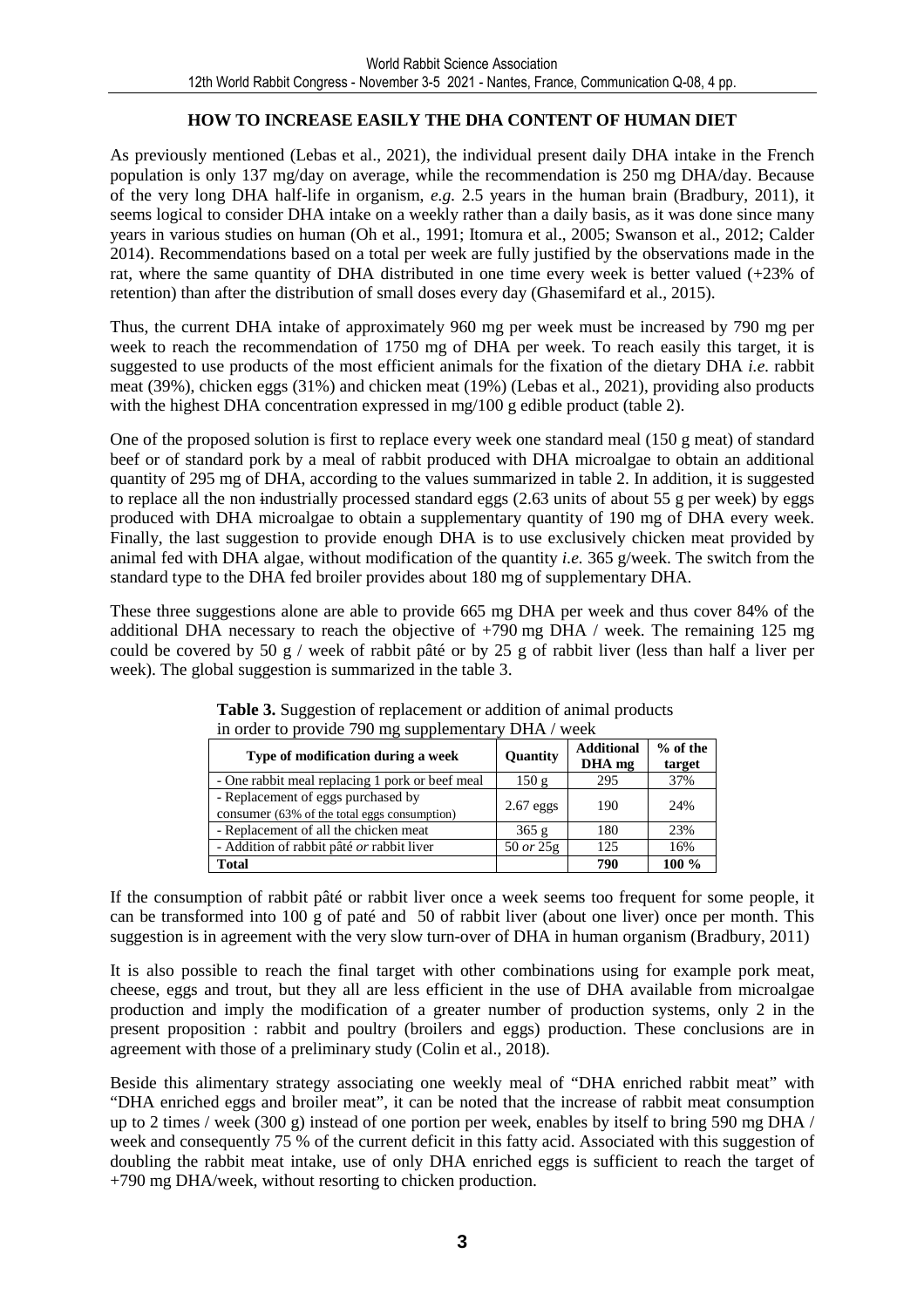## HOW TO INCREASE EASILY THE DHA CONTENT OF HUMAN DIET

As previously mentioned (Lebas et al., 2021), the individual present daily DHA intake in the French population is only 137 mg/day on average, while the recommendation is 250 mg DHA/day. Because of the very long DHA half-life in organism, *e.g.* 2.5 years in the human brain (Bradbury, 2011), it seems logical to consider DHA intake on a weekly rather than a daily basis, as it was done since many years in various studies on human (Oh et al., 1991; Itomura et al., 2005; Swanson et al., 2012; Calder 2014). Recommendations based on a total per week are fully justified by the observations made in the rat, where the same quantity of DHA distributed in one time every week is better valued (+23% of retention) than after the distribution of small doses every day (Ghasemifard et al., 2015).

Thus, the current DHA intake of approximately 960 mg per week must be increased by 790 mg per week to reach the recommendation of 1750 mg of DHA per week. To reach easily this target, it is suggested to use products of the most efficient animals for the fixation of the dietary DHA *i.e.* rabbit meat (39%), chicken eggs (31%) and chicken meat (19%) (Lebas et al., 2021), providing also products with the highest DHA concentration expressed in mg/100 g edible product (table 2).

One of the proposed solution is first to replace every week one standard meal (150 g meat) of standard beef or of standard pork by a meal of rabbit produced with DHA microalgae to obtain an additional quantity of 295 mg of DHA, according to the values summarized in table 2. In addition, it is suggested to replace all the non industrially processed standard eggs (2.63 units of about 55 g per week) by eggs produced with DHA microalgae to obtain a supplementary quantity of 190 mg of DHA every week. Finally, the last suggestion to provide enough DHA is to use exclusively chicken meat provided by animal fed with DHA algae, without modification of the quantity *i.e.* 365 g/week. The switch from the standard type to the DHA fed broiler provides about 180 mg of supplementary DHA.

These three suggestions alone are able to provide 665 mg DHA per week and thus cover 84% of the additional DHA necessary to reach the objective of +790 mg DHA / week. The remaining 125 mg could be covered by 50 g / week of rabbit pâté or by 25 g of rabbit liver (less than half a liver per week). The global suggestion is summarized in the table 3.

**Table 3.** Suggestion of replacement or addition of animal products in order to provide 790 mg supplementary DHA / week

| Type of modification during a week | Quantity | Additional DHA mg | % of the target |
|---|---|---|---|
| - One rabbit meal replacing 1 pork or beef meal | 150 g | 295 | 37% |
| - Replacement of eggs purchased by consumer (63% of the total eggs consumption) | 2.67 eggs | 190 | 24% |
| - Replacement of all the chicken meat | 365 g | 180 | 23% |
| - Addition of rabbit pâté *or* rabbit liver | 50 *or* 25g | 125 | 16% |
| **Total** | | **790** | **100 %** |

If the consumption of rabbit pâté or rabbit liver once a week seems too frequent for some people, it can be transformed into 100 g of paté and 50 of rabbit liver (about one liver) once per month. This suggestion is in agreement with the very slow turn-over of DHA in human organism (Bradbury, 2011)

It is also possible to reach the final target with other combinations using for example pork meat, cheese, eggs and trout, but they all are less efficient in the use of DHA available from microalgae production and imply the modification of a greater number of production systems, only 2 in the present proposition : rabbit and poultry (broilers and eggs) production. These conclusions are in agreement with those of a preliminary study (Colin et al., 2018).

Beside this alimentary strategy associating one weekly meal of "DHA enriched rabbit meat" with "DHA enriched eggs and broiler meat", it can be noted that the increase of rabbit meat consumption up to 2 times / week (300 g) instead of one portion per week, enables by itself to bring 590 mg DHA / week and consequently 75 % of the current deficit in this fatty acid. Associated with this suggestion of doubling the rabbit meat intake, use of only DHA enriched eggs is sufficient to reach the target of +790 mg DHA/week, without resorting to chicken production.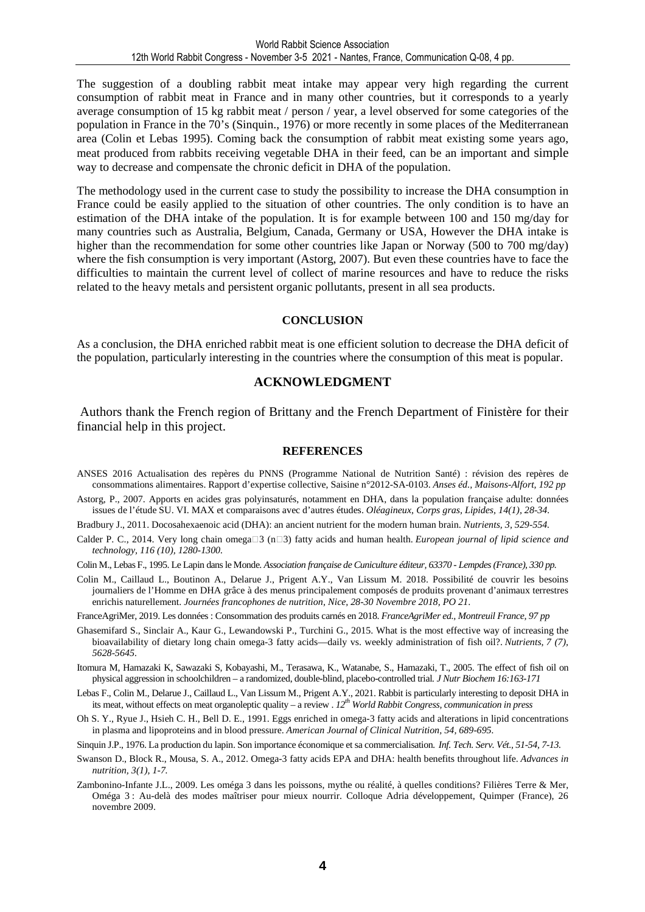The suggestion of a doubling rabbit meat intake may appear very high regarding the current consumption of rabbit meat in France and in many other countries, but it corresponds to a yearly average consumption of 15 kg rabbit meat / person / year, a level observed for some categories of the population in France in the 70's (Sinquin., 1976) or more recently in some places of the Mediterranean area (Colin et Lebas 1995). Coming back the consumption of rabbit meat existing some years ago, meat produced from rabbits receiving vegetable DHA in their feed, can be an important and simple way to decrease and compensate the chronic deficit in DHA of the population.

The methodology used in the current case to study the possibility to increase the DHA consumption in France could be easily applied to the situation of other countries. The only condition is to have an estimation of the DHA intake of the population. It is for example between 100 and 150 mg/day for many countries such as Australia, Belgium, Canada, Germany or USA, However the DHA intake is higher than the recommendation for some other countries like Japan or Norway (500 to 700 mg/day) where the fish consumption is very important (Astorg, 2007). But even these countries have to face the difficulties to maintain the current level of collect of marine resources and have to reduce the risks related to the heavy metals and persistent organic pollutants, present in all sea products.

## CONCLUSION

As a conclusion, the DHA enriched rabbit meat is one efficient solution to decrease the DHA deficit of the population, particularly interesting in the countries where the consumption of this meat is popular.

## ACKNOWLEDGMENT

Authors thank the French region of Brittany and the French Department of Finistère for their financial help in this project.

## REFERENCES

ANSES 2016 Actualisation des repères du PNNS (Programme National de Nutrition Santé) : révision des repères de consommations alimentaires. Rapport d'expertise collective, Saisine n°2012-SA-0103. *Anses éd., Maisons-Alfort, 192 pp*

Astorg, P., 2007. Apports en acides gras polyinsaturés, notamment en DHA, dans la population française adulte: données issues de l'étude SU. VI. MAX et comparaisons avec d'autres études. *Oléagineux, Corps gras, Lipides, 14(1), 28-34.*

Bradbury J., 2011. Docosahexaenoic acid (DHA): an ancient nutrient for the modern human brain. *Nutrients, 3, 529-554.*

Calder P. C., 2014. Very long chain omega-3 (n-3) fatty acids and human health. *European journal of lipid science and technology, 116 (10), 1280-1300.*

Colin M., Lebas F., 1995. Le Lapin dans le Monde. *Association française de Cuniculture éditeur, 63370 - Lempdes (France), 330 pp.*

Colin M., Caillaud L., Boutinon A., Delarue J., Prigent A.Y., Van Lissum M. 2018. Possibilité de couvrir les besoins journaliers de l'Homme en DHA grâce à des menus principalement composés de produits provenant d'animaux terrestres enrichis naturellement. *Journées francophones de nutrition, Nice, 28-30 Novembre 2018, PO 21.*

FranceAgriMer, 2019. Les données : Consommation des produits carnés en 2018. *FranceAgriMer ed., Montreuil France, 97 pp*

Ghasemifard S., Sinclair A., Kaur G., Lewandowski P., Turchini G., 2015. What is the most effective way of increasing the bioavailability of dietary long chain omega-3 fatty acids—daily vs. weekly administration of fish oil?. *Nutrients, 7 (7), 5628-5645.*

Itomura M, Hamazaki K, Sawazaki S, Kobayashi, M., Terasawa, K., Watanabe, S., Hamazaki, T., 2005. The effect of fish oil on physical aggression in schoolchildren – a randomized, double-blind, placebo-controlled trial. *J Nutr Biochem 16:163-171*

Lebas F., Colin M., Delarue J., Caillaud L., Van Lissum M., Prigent A.Y., 2021. Rabbit is particularly interesting to deposit DHA in its meat, without effects on meat organoleptic quality – a review . *12th World Rabbit Congress, communication in press*

Oh S. Y., Ryue J., Hsieh C. H., Bell D. E., 1991. Eggs enriched in omega-3 fatty acids and alterations in lipid concentrations in plasma and lipoproteins and in blood pressure. *American Journal of Clinical Nutrition, 54, 689-695.*

Sinquin J.P., 1976. La production du lapin. Son importance économique et sa commercialisation. *Inf. Tech. Serv. Vét., 51-54, 7-13.*

Swanson D., Block R., Mousa, S. A., 2012. Omega-3 fatty acids EPA and DHA: health benefits throughout life. *Advances in nutrition, 3(1), 1-7.*

Zambonino-Infante J.L., 2009. Les oméga 3 dans les poissons, mythe ou réalité, à quelles conditions? Filières Terre & Mer, Oméga 3 : Au-delà des modes maîtriser pour mieux nourrir. Colloque Adria développement, Quimper (France), 26 novembre 2009.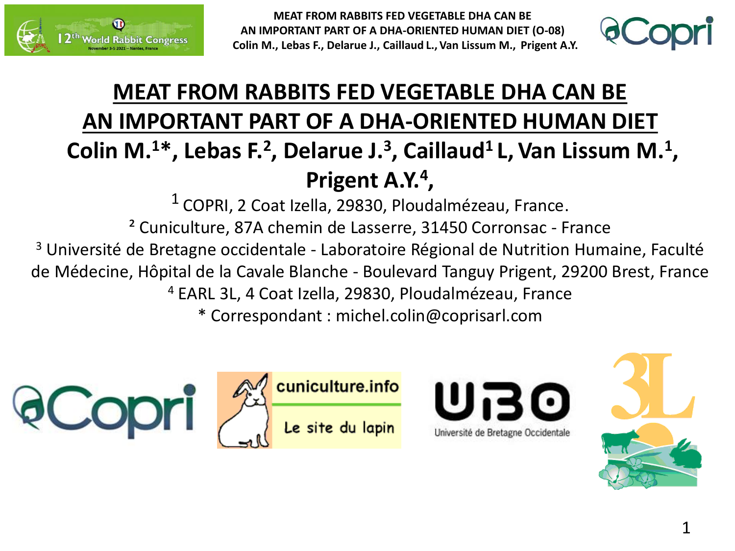# MEAT FROM RABBITS FED VEGETABLE DHA CAN BE AN IMPORTANT PART OF A DHA-ORIENTED HUMAN DIET

**Colin M.[1]*, Lebas F.[2], Delarue J.[3], Caillaud[1] L, Van Lissum M.[1], Prigent A.Y.[4],**

[1] COPRI, 2 Coat Izella, 29830, Ploudalmézeau, France.

[2] Cuniculture, 87A chemin de Lasserre, 31450 Corronsac - France

[3] Université de Bretagne occidentale - Laboratoire Régional de Nutrition Humaine, Faculté de Médecine, Hôpital de la Cavale Blanche - Boulevard Tanguy Prigent, 29200 Brest, France

[4] EARL 3L, 4 Coat Izella, 29830, Ploudalmézeau, France

* Correspondant : michel.colin@coprisarl.com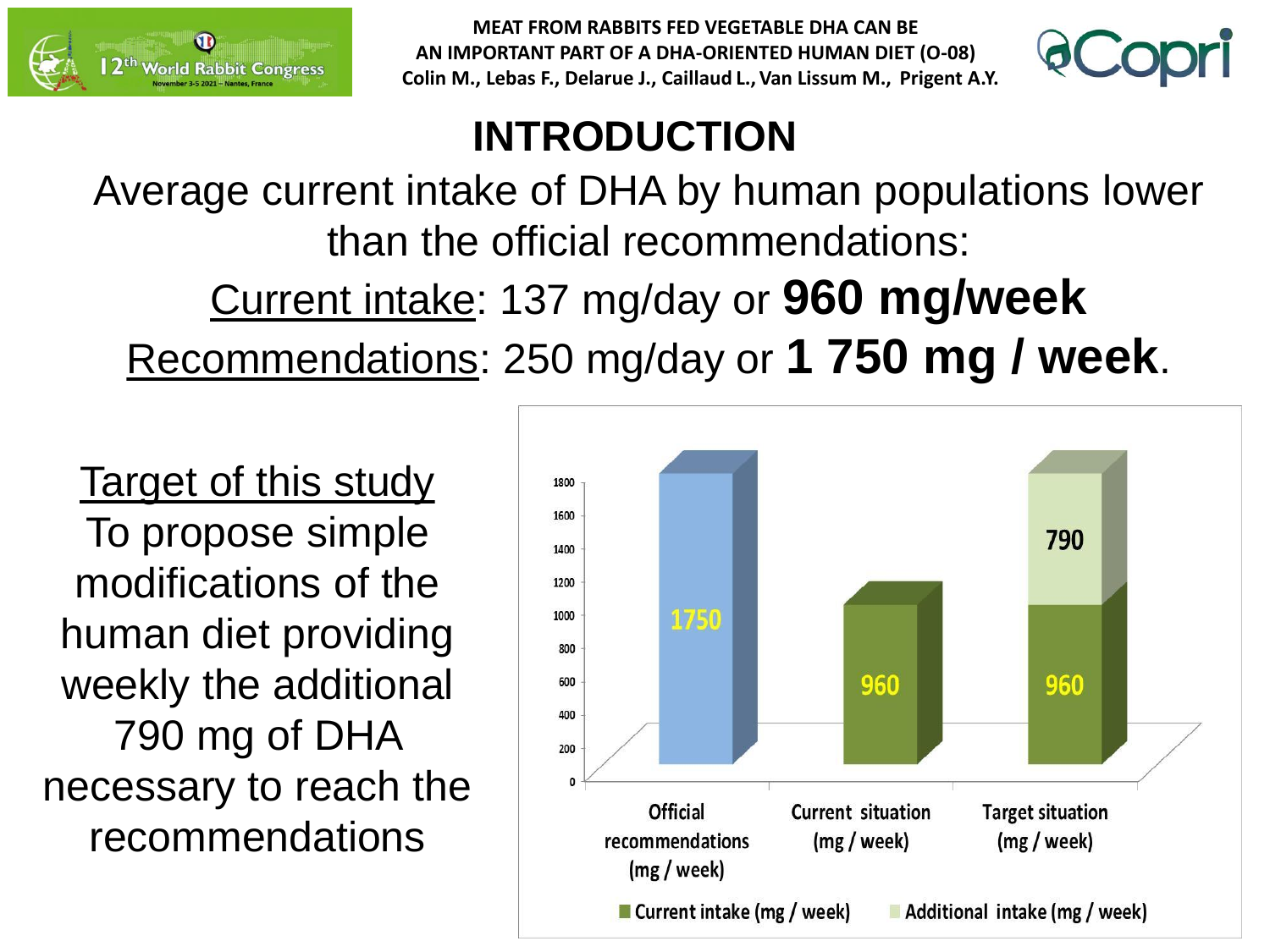## INTRODUCTION

Average current intake of DHA by human populations lower than the official recommendations:

Current intake: 137 mg/day or **960 mg/week**

Recommendations: 250 mg/day or **1 750 mg / week**.

Target of this study

To propose simple modifications of the human diet providing weekly the additional 790 mg of DHA necessary to reach the recommendations

| | Official recommendations (mg / week) | Current situation (mg / week) | Target situation (mg / week) |
|---|---|---|---|
| Official recommendations | 1750 | | |
| Current intake (mg / week) | | 960 | 960 |
| Additional intake (mg / week) | | | 790 |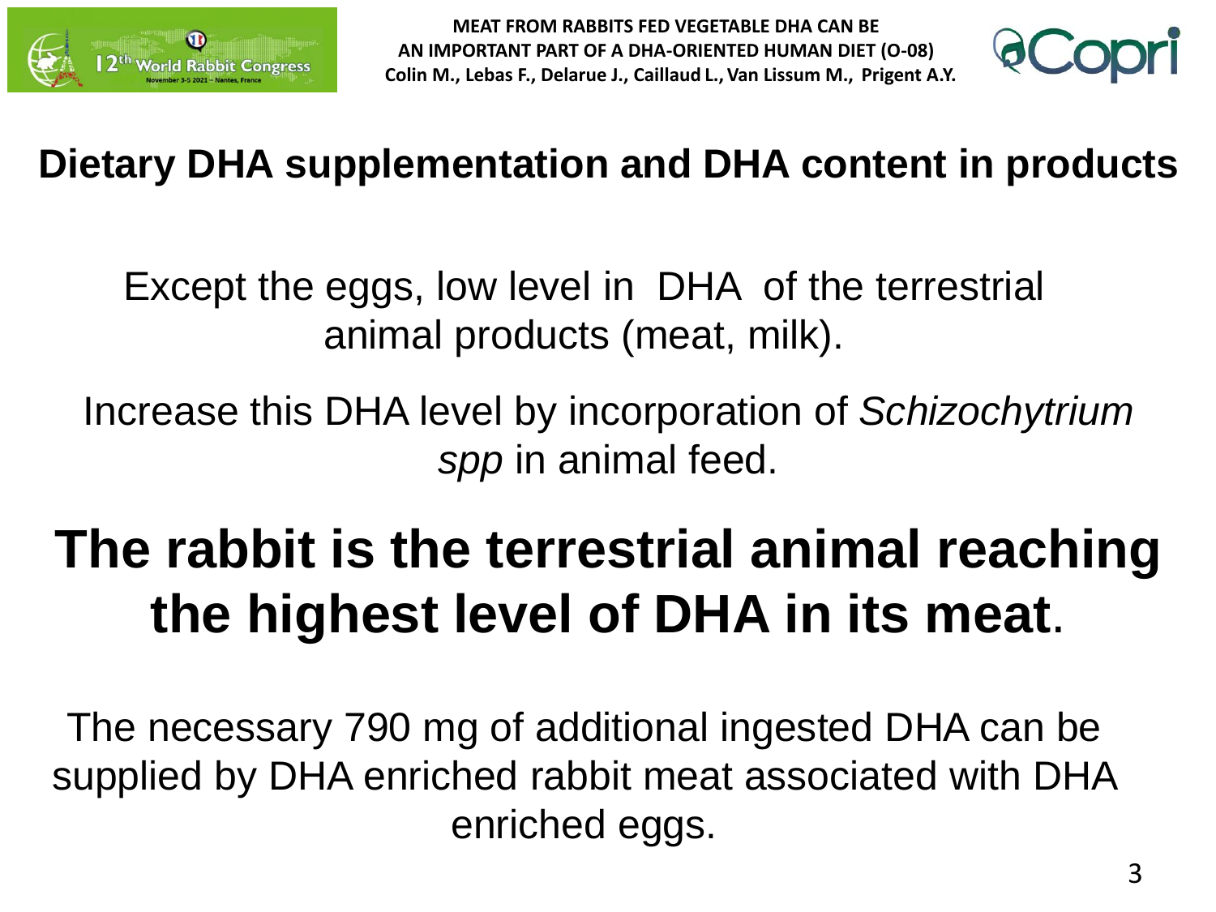## Dietary DHA supplementation and DHA content in products

Except the eggs, low level in DHA of the terrestrial animal products (meat, milk).

Increase this DHA level by incorporation of *Schizochytrium spp* in animal feed.

**The rabbit is the terrestrial animal reaching the highest level of DHA in its meat.**

The necessary 790 mg of additional ingested DHA can be supplied by DHA enriched rabbit meat associated with DHA enriched eggs.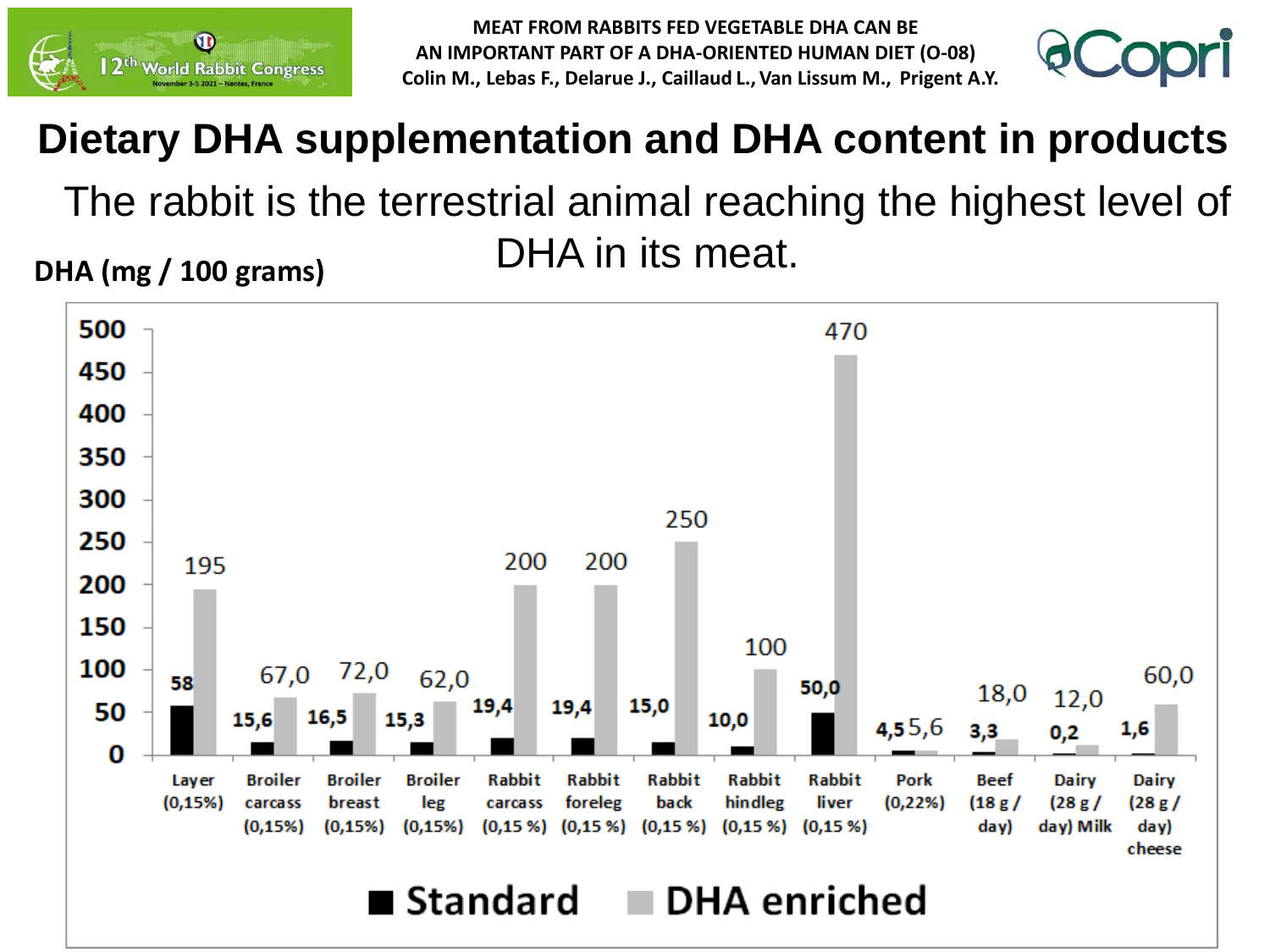# Dietary DHA supplementation and DHA content in products

The rabbit is the terrestrial animal reaching the highest level of DHA in its meat.

**DHA (mg / 100 grams)**

| Product | Standard | DHA enriched |
|---|---|---|
| Layer (0,15%) | 58 | 195 |
| Broiler carcass (0,15%) | 15,6 | 67,0 |
| Broiler breast (0,15%) | 16,5 | 72,0 |
| Broiler leg (0,15%) | 15,3 | 62,0 |
| Rabbit carcass (0,15 %) | 19,4 | 200 |
| Rabbit foreleg (0,15 %) | 19,4 | 200 |
| Rabbit back (0,15 %) | 15,0 | 250 |
| Rabbit hindleg (0,15 %) | 10,0 | 100 |
| Rabbit liver (0,15 %) | 50,0 | 470 |
| Pork (0,22%) | 4,5 | 5,6 |
| Beef (18 g / day) | 3,3 | 18,0 |
| Dairy (28 g / day) Milk | 0,2 | 12,0 |
| Dairy (28 g / day) cheese | 1,6 | 60,0 |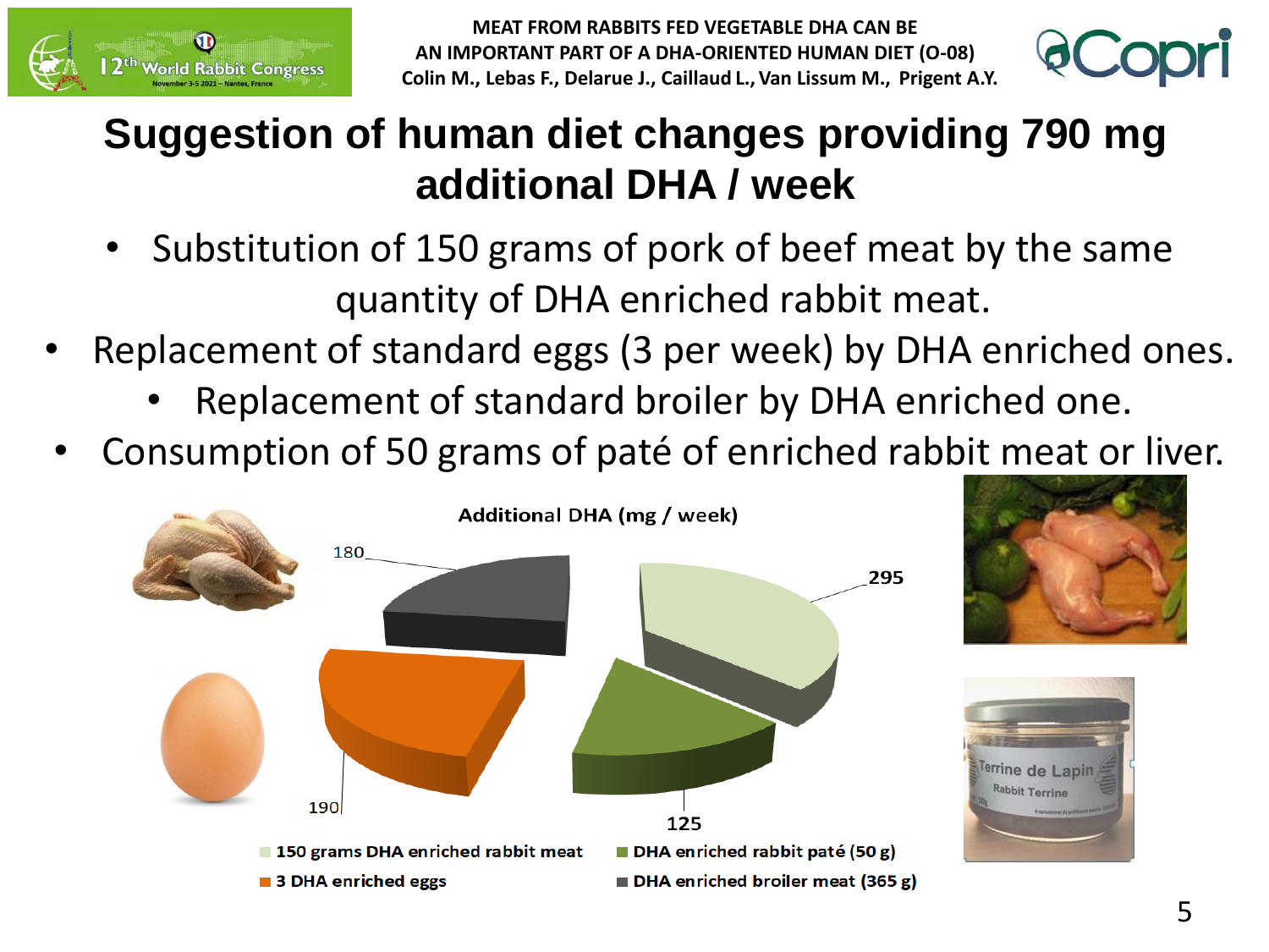# Suggestion of human diet changes providing 790 mg additional DHA / week

- Substitution of 150 grams of pork of beef meat by the same quantity of DHA enriched rabbit meat.
- Replacement of standard eggs (3 per week) by DHA enriched ones.
- Replacement of standard broiler by DHA enriched one.
- Consumption of 50 grams of paté of enriched rabbit meat or liver.

**Additional DHA (mg / week)**

| Source | Additional DHA (mg / week) |
| --- | --- |
| 150 grams DHA enriched rabbit meat | 295 |
| DHA enriched rabbit paté (50 g) | 125 |
| 3 DHA enriched eggs | 190 |
| DHA enriched broiler meat (365 g) | 180 |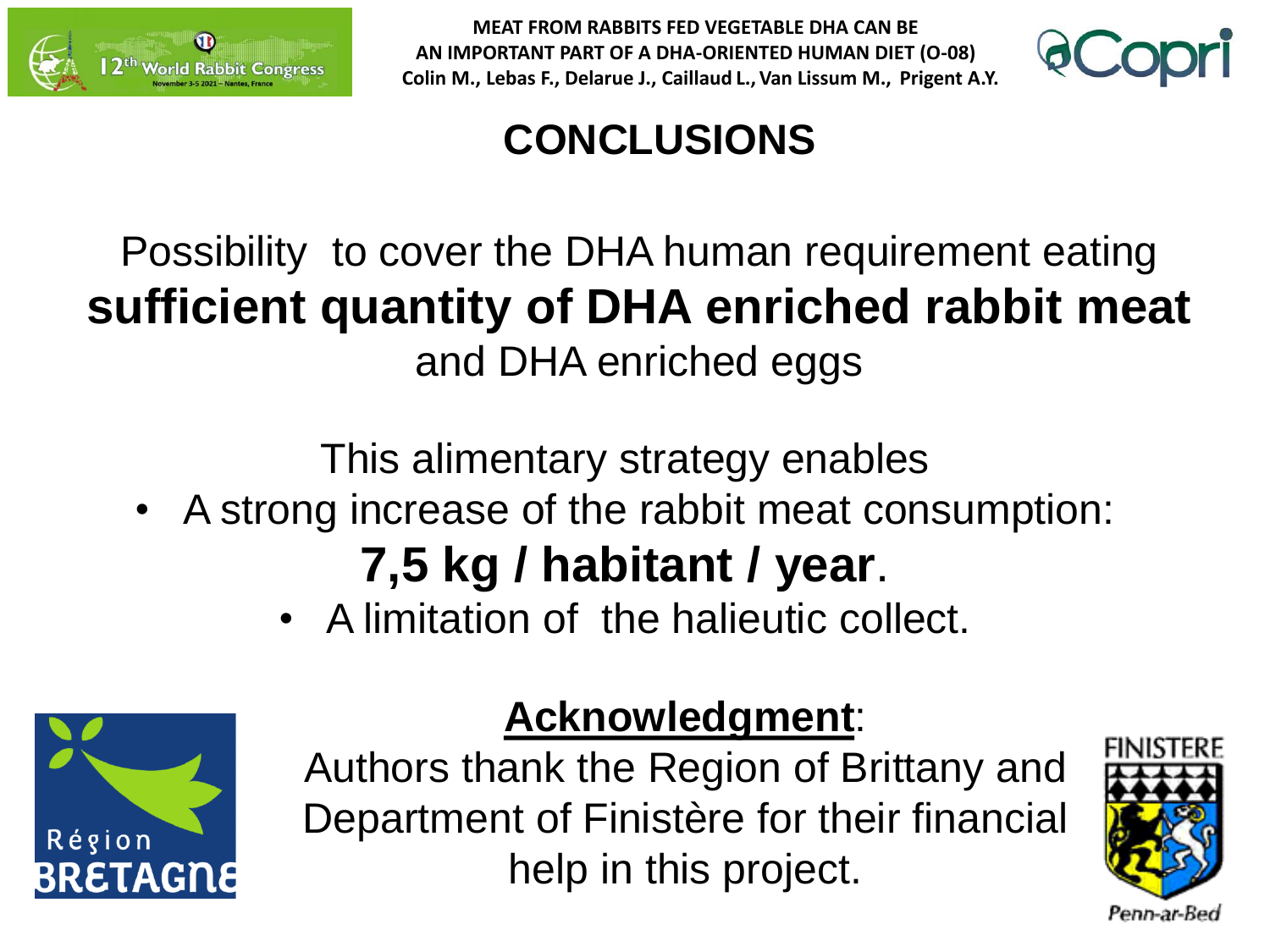# CONCLUSIONS

Possibility to cover the DHA human requirement eating **sufficient quantity of DHA enriched rabbit meat** and DHA enriched eggs

This alimentary strategy enables

- A strong increase of the rabbit meat consumption: **7,5 kg / habitant / year**.
- A limitation of the halieutic collect.

**Acknowledgment**:

Authors thank the Region of Brittany and Department of Finistère for their financial help in this project.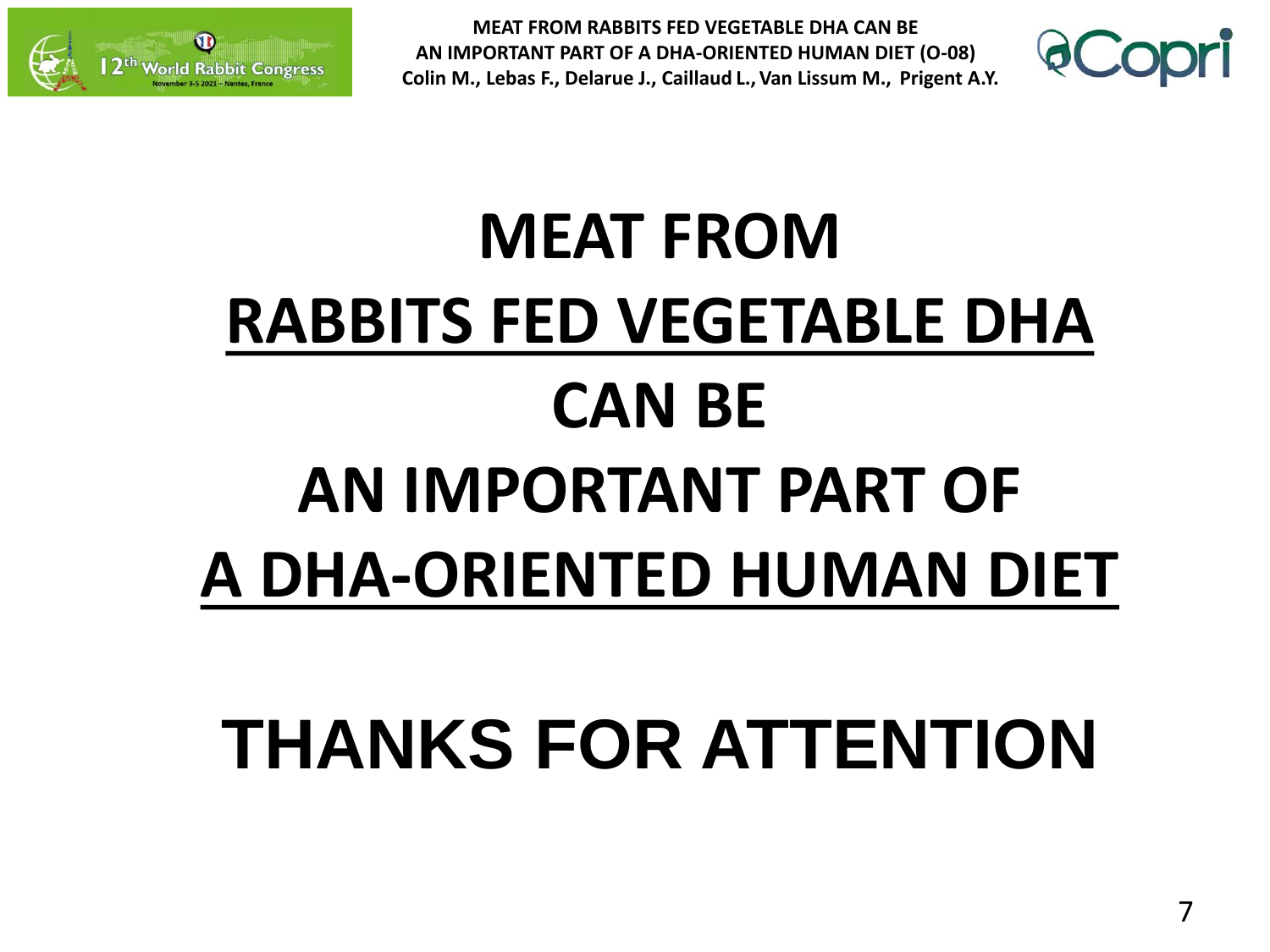# MEAT FROM

# RABBITS FED VEGETABLE DHA

# CAN BE

# AN IMPORTANT PART OF

# A DHA-ORIENTED HUMAN DIET

# THANKS FOR ATTENTION